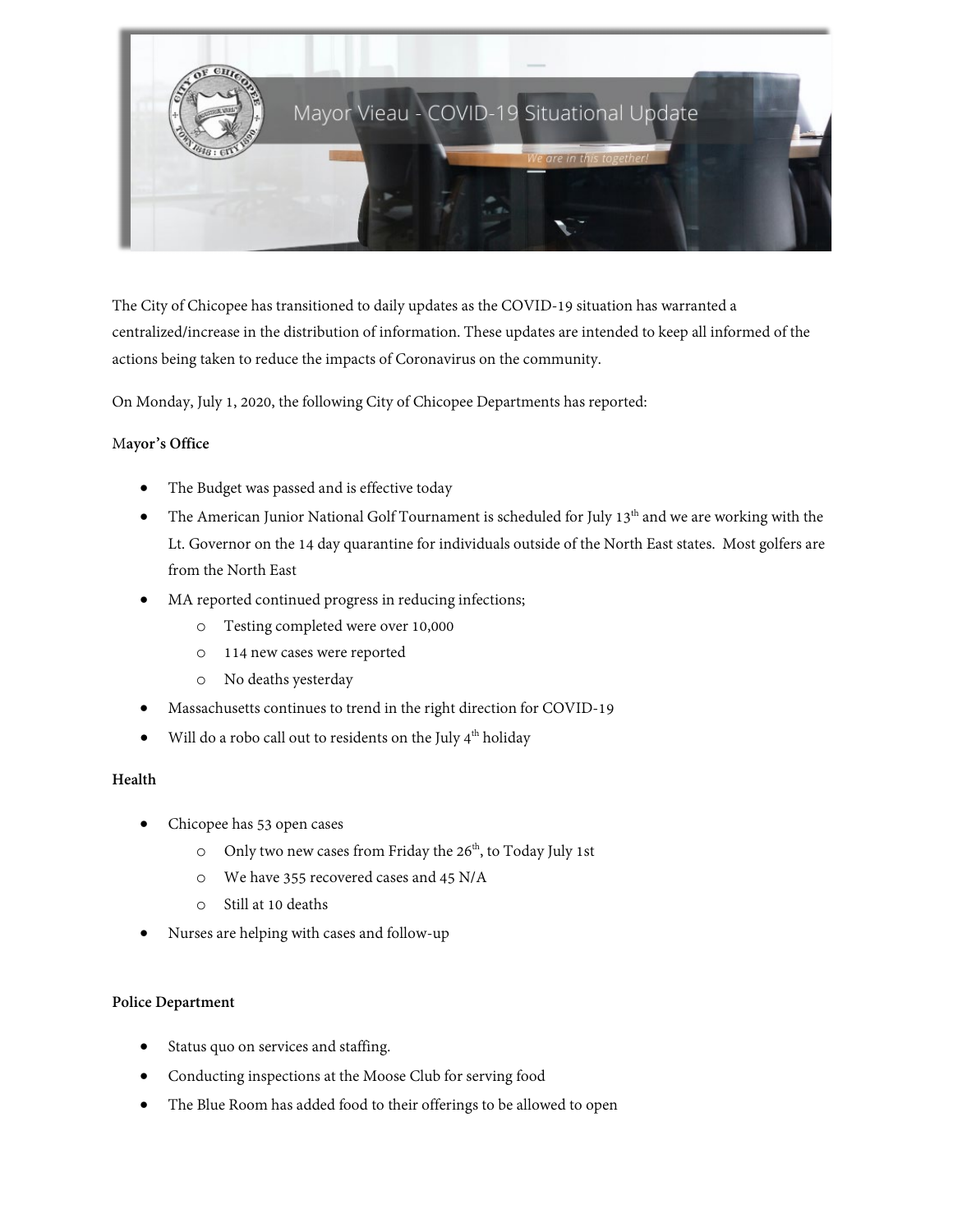# Mayor Vieau - COVID-19 Situational Update

*We are in this together!*

The City of Chicopee has transitioned to daily updates as the COVID-19 situation has warranted a centralized/increase in the distribution of information. These updates are intended to keep all informed of the actions being taken to reduce the impacts of Coronavirus on the community.

On Monday, July 1, 2020, the following City of Chicopee Departments has reported:

**Mayor's Office**

- The Budget was passed and is effective today
- The American Junior National Golf Tournament is scheduled for July 13th and we are working with the Lt. Governor on the 14 day quarantine for individuals outside of the North East states. Most golfers are from the North East
- MA reported continued progress in reducing infections;
  - Testing completed were over 10,000
  - 114 new cases were reported
  - No deaths yesterday
- Massachusetts continues to trend in the right direction for COVID-19
- Will do a robo call out to residents on the July 4th holiday

**Health**

- Chicopee has 53 open cases
  - Only two new cases from Friday the 26th, to Today July 1st
  - We have 355 recovered cases and 45 N/A
  - Still at 10 deaths
- Nurses are helping with cases and follow-up

**Police Department**

- Status quo on services and staffing.
- Conducting inspections at the Moose Club for serving food
- The Blue Room has added food to their offerings to be allowed to open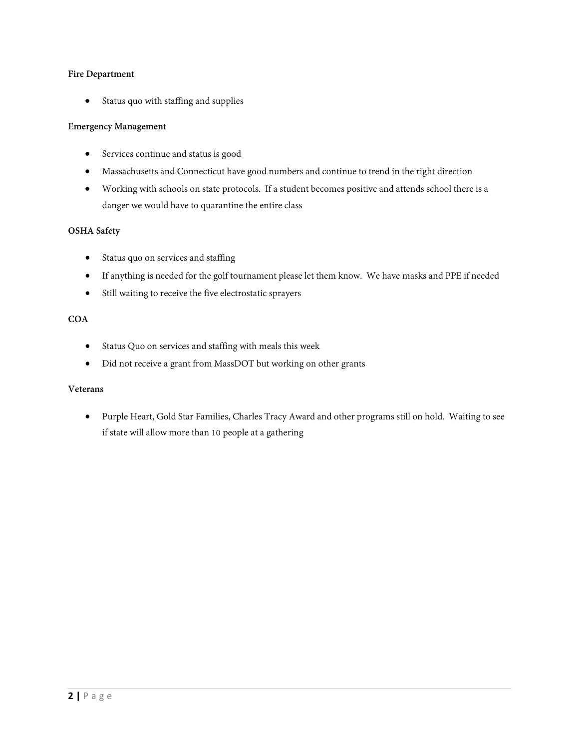**Fire Department**

- Status quo with staffing and supplies

**Emergency Management**

- Services continue and status is good
- Massachusetts and Connecticut have good numbers and continue to trend in the right direction
- Working with schools on state protocols. If a student becomes positive and attends school there is a danger we would have to quarantine the entire class

**OSHA Safety**

- Status quo on services and staffing
- If anything is needed for the golf tournament please let them know. We have masks and PPE if needed
- Still waiting to receive the five electrostatic sprayers

**COA**

- Status Quo on services and staffing with meals this week
- Did not receive a grant from MassDOT but working on other grants

**Veterans**

- Purple Heart, Gold Star Families, Charles Tracy Award and other programs still on hold. Waiting to see if state will allow more than 10 people at a gathering